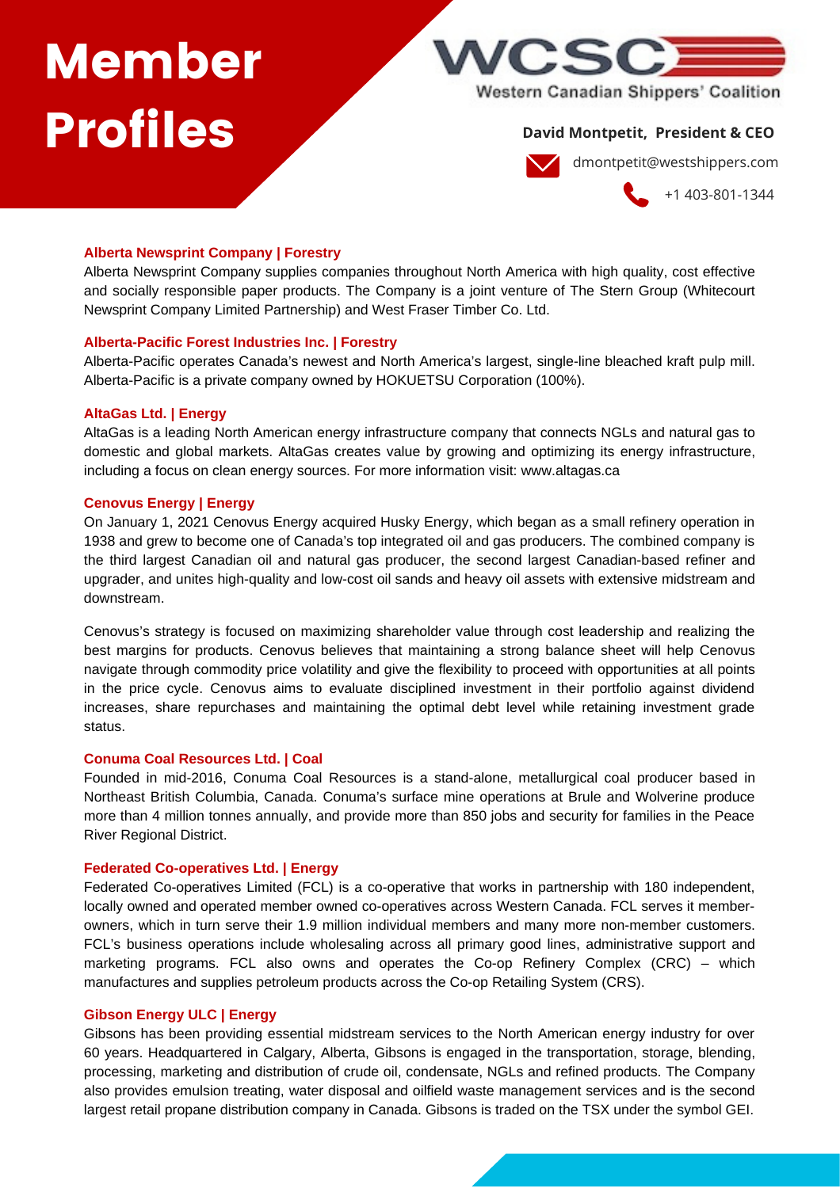# Member Profiles

WCSC
Western Canadian Shippers' Coalition

**David Montpetit, President & CEO**

dmontpetit@westshippers.com

+1 403-801-1344

### Alberta Newsprint Company | Forestry

Alberta Newsprint Company supplies companies throughout North America with high quality, cost effective and socially responsible paper products. The Company is a joint venture of The Stern Group (Whitecourt Newsprint Company Limited Partnership) and West Fraser Timber Co. Ltd.

### Alberta-Pacific Forest Industries Inc. | Forestry

Alberta-Pacific operates Canada's newest and North America's largest, single-line bleached kraft pulp mill. Alberta-Pacific is a private company owned by HOKUETSU Corporation (100%).

### AltaGas Ltd. | Energy

AltaGas is a leading North American energy infrastructure company that connects NGLs and natural gas to domestic and global markets. AltaGas creates value by growing and optimizing its energy infrastructure, including a focus on clean energy sources. For more information visit: www.altagas.ca

### Cenovus Energy | Energy

On January 1, 2021 Cenovus Energy acquired Husky Energy, which began as a small refinery operation in 1938 and grew to become one of Canada's top integrated oil and gas producers. The combined company is the third largest Canadian oil and natural gas producer, the second largest Canadian-based refiner and upgrader, and unites high-quality and low-cost oil sands and heavy oil assets with extensive midstream and downstream.

Cenovus's strategy is focused on maximizing shareholder value through cost leadership and realizing the best margins for products. Cenovus believes that maintaining a strong balance sheet will help Cenovus navigate through commodity price volatility and give the flexibility to proceed with opportunities at all points in the price cycle. Cenovus aims to evaluate disciplined investment in their portfolio against dividend increases, share repurchases and maintaining the optimal debt level while retaining investment grade status.

### Conuma Coal Resources Ltd. | Coal

Founded in mid-2016, Conuma Coal Resources is a stand-alone, metallurgical coal producer based in Northeast British Columbia, Canada. Conuma's surface mine operations at Brule and Wolverine produce more than 4 million tonnes annually, and provide more than 850 jobs and security for families in the Peace River Regional District.

### Federated Co-operatives Ltd. | Energy

Federated Co-operatives Limited (FCL) is a co-operative that works in partnership with 180 independent, locally owned and operated member owned co-operatives across Western Canada. FCL serves it member-owners, which in turn serve their 1.9 million individual members and many more non-member customers. FCL's business operations include wholesaling across all primary good lines, administrative support and marketing programs. FCL also owns and operates the Co-op Refinery Complex (CRC) – which manufactures and supplies petroleum products across the Co-op Retailing System (CRS).

### Gibson Energy ULC | Energy

Gibsons has been providing essential midstream services to the North American energy industry for over 60 years. Headquartered in Calgary, Alberta, Gibsons is engaged in the transportation, storage, blending, processing, marketing and distribution of crude oil, condensate, NGLs and refined products. The Company also provides emulsion treating, water disposal and oilfield waste management services and is the second largest retail propane distribution company in Canada. Gibsons is traded on the TSX under the symbol GEI.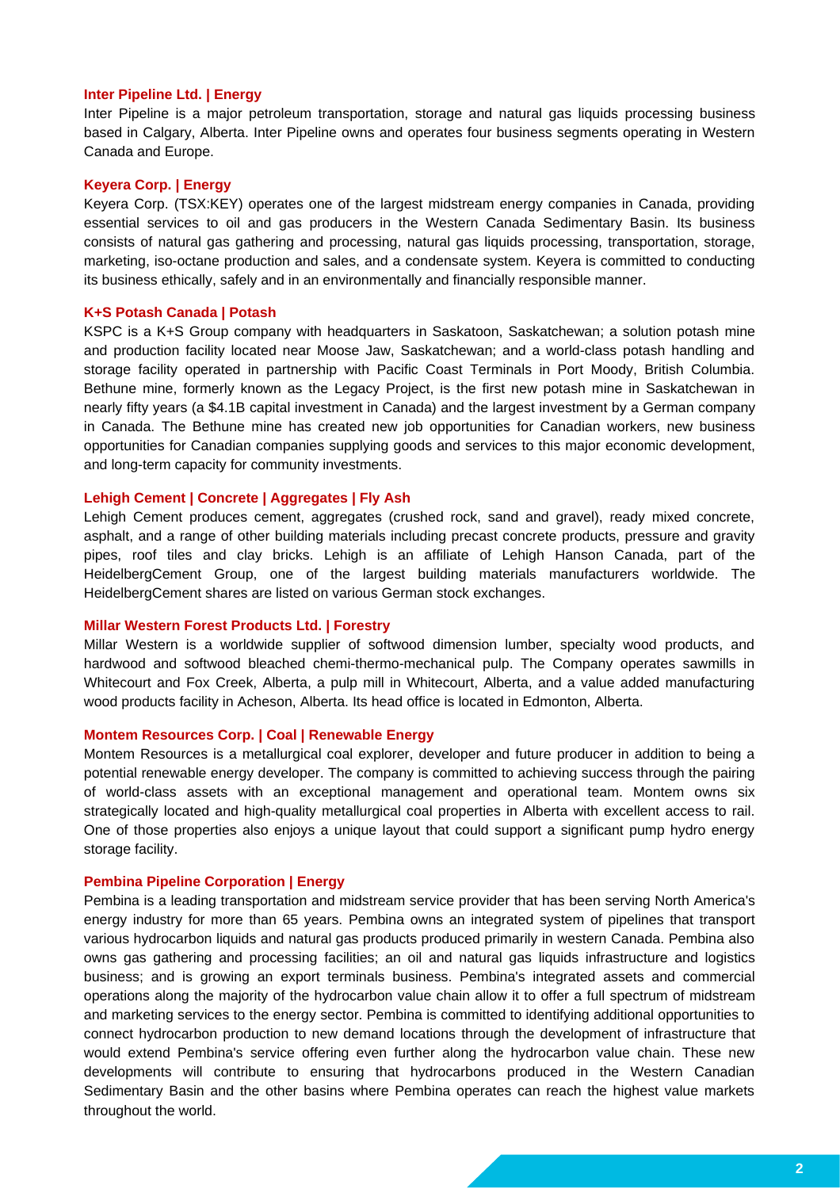**Inter Pipeline Ltd. | Energy**

Inter Pipeline is a major petroleum transportation, storage and natural gas liquids processing business based in Calgary, Alberta. Inter Pipeline owns and operates four business segments operating in Western Canada and Europe.

**Keyera Corp. | Energy**

Keyera Corp. (TSX:KEY) operates one of the largest midstream energy companies in Canada, providing essential services to oil and gas producers in the Western Canada Sedimentary Basin. Its business consists of natural gas gathering and processing, natural gas liquids processing, transportation, storage, marketing, iso-octane production and sales, and a condensate system. Keyera is committed to conducting its business ethically, safely and in an environmentally and financially responsible manner.

**K+S Potash Canada | Potash**

KSPC is a K+S Group company with headquarters in Saskatoon, Saskatchewan; a solution potash mine and production facility located near Moose Jaw, Saskatchewan; and a world-class potash handling and storage facility operated in partnership with Pacific Coast Terminals in Port Moody, British Columbia. Bethune mine, formerly known as the Legacy Project, is the first new potash mine in Saskatchewan in nearly fifty years (a $4.1B capital investment in Canada) and the largest investment by a German company in Canada. The Bethune mine has created new job opportunities for Canadian workers, new business opportunities for Canadian companies supplying goods and services to this major economic development, and long-term capacity for community investments.

**Lehigh Cement | Concrete | Aggregates | Fly Ash**

Lehigh Cement produces cement, aggregates (crushed rock, sand and gravel), ready mixed concrete, asphalt, and a range of other building materials including precast concrete products, pressure and gravity pipes, roof tiles and clay bricks. Lehigh is an affiliate of Lehigh Hanson Canada, part of the HeidelbergCement Group, one of the largest building materials manufacturers worldwide. The HeidelbergCement shares are listed on various German stock exchanges.

**Millar Western Forest Products Ltd. | Forestry**

Millar Western is a worldwide supplier of softwood dimension lumber, specialty wood products, and hardwood and softwood bleached chemi-thermo-mechanical pulp. The Company operates sawmills in Whitecourt and Fox Creek, Alberta, a pulp mill in Whitecourt, Alberta, and a value added manufacturing wood products facility in Acheson, Alberta. Its head office is located in Edmonton, Alberta.

**Montem Resources Corp. | Coal | Renewable Energy**

Montem Resources is a metallurgical coal explorer, developer and future producer in addition to being a potential renewable energy developer. The company is committed to achieving success through the pairing of world-class assets with an exceptional management and operational team. Montem owns six strategically located and high-quality metallurgical coal properties in Alberta with excellent access to rail. One of those properties also enjoys a unique layout that could support a significant pump hydro energy storage facility.

**Pembina Pipeline Corporation | Energy**

Pembina is a leading transportation and midstream service provider that has been serving North America's energy industry for more than 65 years. Pembina owns an integrated system of pipelines that transport various hydrocarbon liquids and natural gas products produced primarily in western Canada. Pembina also owns gas gathering and processing facilities; an oil and natural gas liquids infrastructure and logistics business; and is growing an export terminals business. Pembina's integrated assets and commercial operations along the majority of the hydrocarbon value chain allow it to offer a full spectrum of midstream and marketing services to the energy sector. Pembina is committed to identifying additional opportunities to connect hydrocarbon production to new demand locations through the development of infrastructure that would extend Pembina's service offering even further along the hydrocarbon value chain. These new developments will contribute to ensuring that hydrocarbons produced in the Western Canadian Sedimentary Basin and the other basins where Pembina operates can reach the highest value markets throughout the world.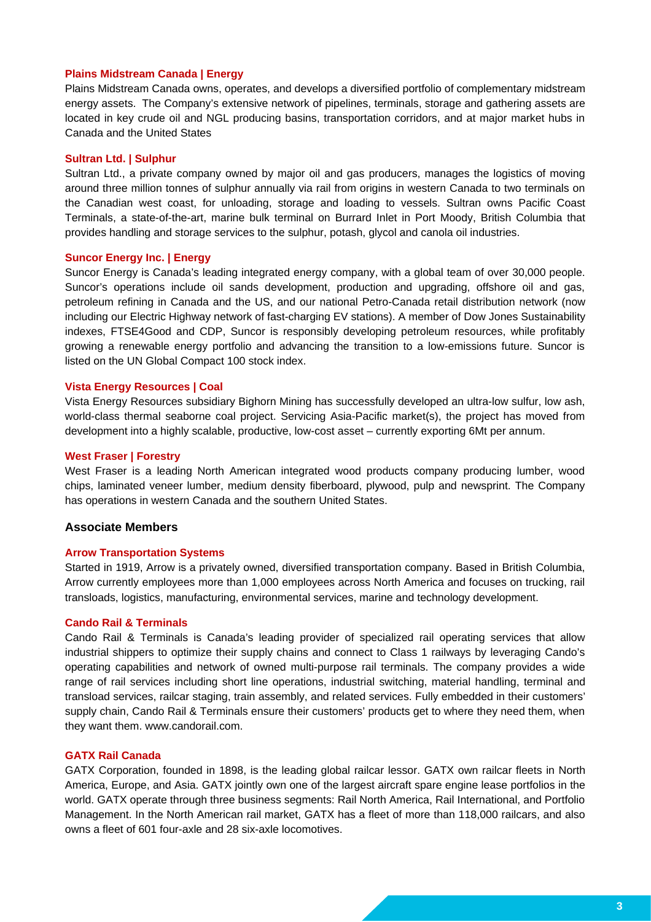**Plains Midstream Canada | Energy**

Plains Midstream Canada owns, operates, and develops a diversified portfolio of complementary midstream energy assets. The Company's extensive network of pipelines, terminals, storage and gathering assets are located in key crude oil and NGL producing basins, transportation corridors, and at major market hubs in Canada and the United States

**Sultran Ltd. | Sulphur**

Sultran Ltd., a private company owned by major oil and gas producers, manages the logistics of moving around three million tonnes of sulphur annually via rail from origins in western Canada to two terminals on the Canadian west coast, for unloading, storage and loading to vessels. Sultran owns Pacific Coast Terminals, a state-of-the-art, marine bulk terminal on Burrard Inlet in Port Moody, British Columbia that provides handling and storage services to the sulphur, potash, glycol and canola oil industries.

**Suncor Energy Inc. | Energy**

Suncor Energy is Canada's leading integrated energy company, with a global team of over 30,000 people. Suncor's operations include oil sands development, production and upgrading, offshore oil and gas, petroleum refining in Canada and the US, and our national Petro-Canada retail distribution network (now including our Electric Highway network of fast-charging EV stations). A member of Dow Jones Sustainability indexes, FTSE4Good and CDP, Suncor is responsibly developing petroleum resources, while profitably growing a renewable energy portfolio and advancing the transition to a low-emissions future. Suncor is listed on the UN Global Compact 100 stock index.

**Vista Energy Resources | Coal**

Vista Energy Resources subsidiary Bighorn Mining has successfully developed an ultra-low sulfur, low ash, world-class thermal seaborne coal project. Servicing Asia-Pacific market(s), the project has moved from development into a highly scalable, productive, low-cost asset – currently exporting 6Mt per annum.

**West Fraser | Forestry**

West Fraser is a leading North American integrated wood products company producing lumber, wood chips, laminated veneer lumber, medium density fiberboard, plywood, pulp and newsprint. The Company has operations in western Canada and the southern United States.

## Associate Members

**Arrow Transportation Systems**

Started in 1919, Arrow is a privately owned, diversified transportation company. Based in British Columbia, Arrow currently employees more than 1,000 employees across North America and focuses on trucking, rail transloads, logistics, manufacturing, environmental services, marine and technology development.

**Cando Rail & Terminals**

Cando Rail & Terminals is Canada's leading provider of specialized rail operating services that allow industrial shippers to optimize their supply chains and connect to Class 1 railways by leveraging Cando's operating capabilities and network of owned multi-purpose rail terminals. The company provides a wide range of rail services including short line operations, industrial switching, material handling, terminal and transload services, railcar staging, train assembly, and related services. Fully embedded in their customers' supply chain, Cando Rail & Terminals ensure their customers' products get to where they need them, when they want them. www.candorail.com.

**GATX Rail Canada**

GATX Corporation, founded in 1898, is the leading global railcar lessor. GATX own railcar fleets in North America, Europe, and Asia. GATX jointly own one of the largest aircraft spare engine lease portfolios in the world. GATX operate through three business segments: Rail North America, Rail International, and Portfolio Management. In the North American rail market, GATX has a fleet of more than 118,000 railcars, and also owns a fleet of 601 four-axle and 28 six-axle locomotives.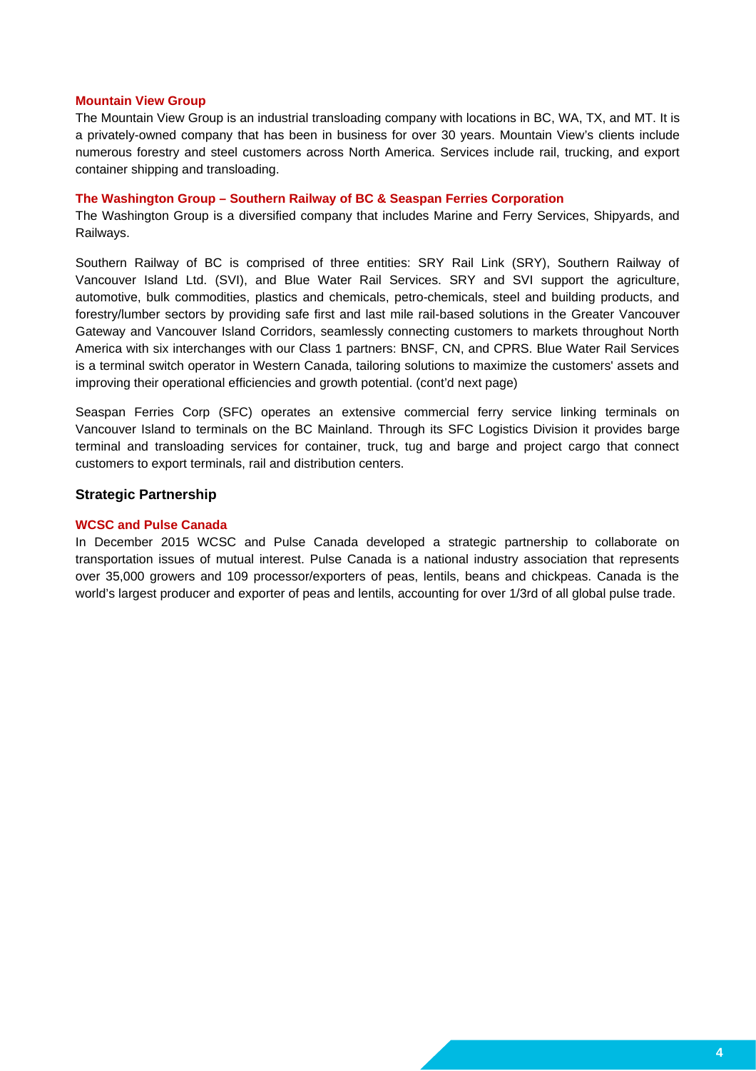### Mountain View Group

The Mountain View Group is an industrial transloading company with locations in BC, WA, TX, and MT. It is a privately-owned company that has been in business for over 30 years. Mountain View's clients include numerous forestry and steel customers across North America. Services include rail, trucking, and export container shipping and transloading.

### The Washington Group – Southern Railway of BC & Seaspan Ferries Corporation

The Washington Group is a diversified company that includes Marine and Ferry Services, Shipyards, and Railways.

Southern Railway of BC is comprised of three entities: SRY Rail Link (SRY), Southern Railway of Vancouver Island Ltd. (SVI), and Blue Water Rail Services. SRY and SVI support the agriculture, automotive, bulk commodities, plastics and chemicals, petro-chemicals, steel and building products, and forestry/lumber sectors by providing safe first and last mile rail-based solutions in the Greater Vancouver Gateway and Vancouver Island Corridors, seamlessly connecting customers to markets throughout North America with six interchanges with our Class 1 partners: BNSF, CN, and CPRS. Blue Water Rail Services is a terminal switch operator in Western Canada, tailoring solutions to maximize the customers' assets and improving their operational efficiencies and growth potential. (cont'd next page)

Seaspan Ferries Corp (SFC) operates an extensive commercial ferry service linking terminals on Vancouver Island to terminals on the BC Mainland. Through its SFC Logistics Division it provides barge terminal and transloading services for container, truck, tug and barge and project cargo that connect customers to export terminals, rail and distribution centers.

## Strategic Partnership

### WCSC and Pulse Canada

In December 2015 WCSC and Pulse Canada developed a strategic partnership to collaborate on transportation issues of mutual interest. Pulse Canada is a national industry association that represents over 35,000 growers and 109 processor/exporters of peas, lentils, beans and chickpeas. Canada is the world's largest producer and exporter of peas and lentils, accounting for over 1/3rd of all global pulse trade.